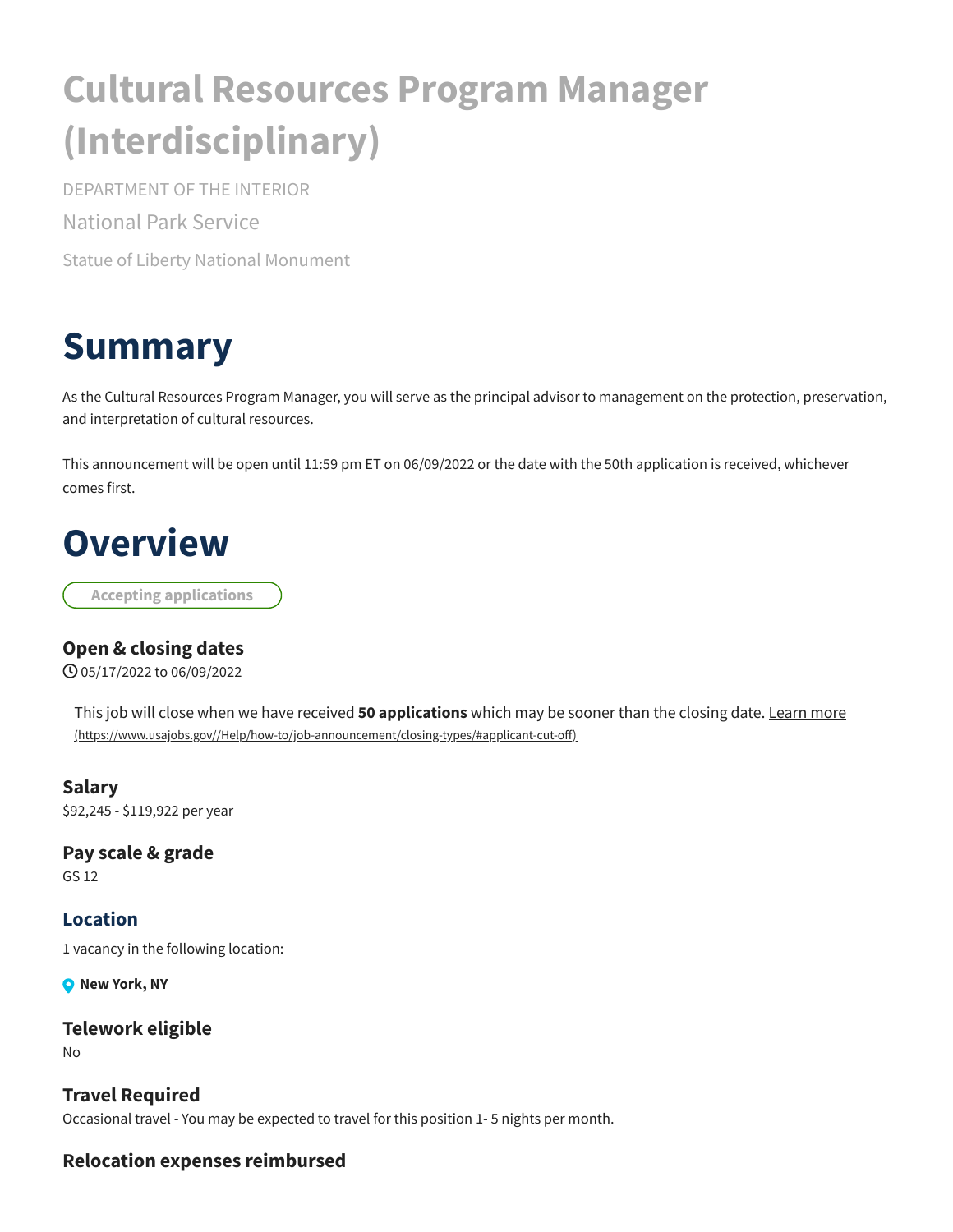# Cultural Resources Program Manager (Interdisciplinary)

DEPARTMENT OF THE INTERIOR

National Park Service

Statue of Liberty National Monument

## Summary

As the Cultural Resources Program Manager, you will serve as the principal advisor to management on the protection, preservation, and interpretation of cultural resources.

This announcement will be open until 11:59 pm ET on 06/09/2022 or the date with the 50th application is received, whichever comes first.

## Overview

Accepting applications

### Open & closing dates

05/17/2022 to 06/09/2022

This job will close when we have received **50 applications** which may be sooner than the closing date. Learn more (https://www.usajobs.gov//Help/how-to/job-announcement/closing-types/#applicant-cut-off)

### Salary

$92,245 - $119,922 per year

### Pay scale & grade

GS 12

### Location

1 vacancy in the following location:

**New York, NY**

### Telework eligible

No

### Travel Required

Occasional travel - You may be expected to travel for this position 1- 5 nights per month.

### Relocation expenses reimbursed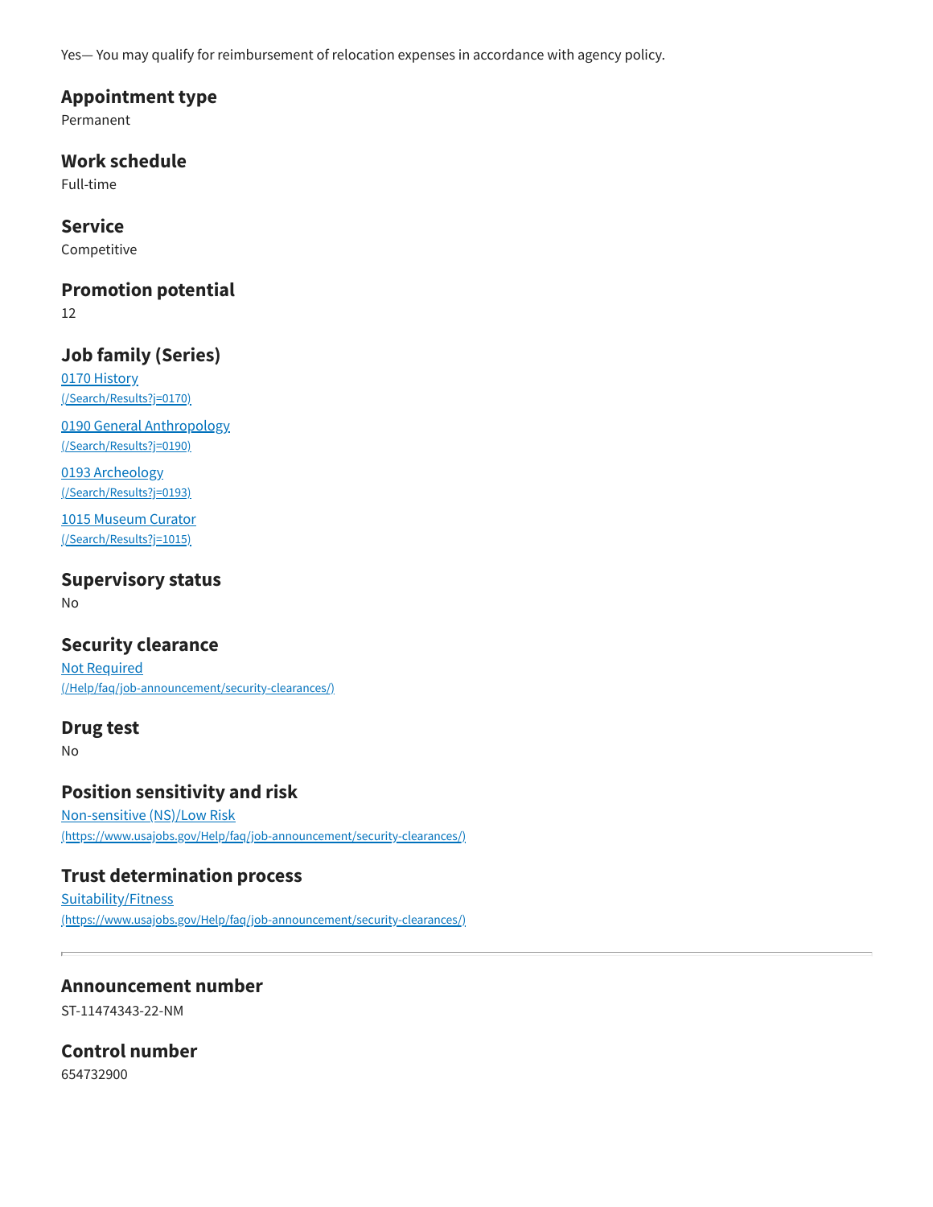Yes— You may qualify for reimbursement of relocation expenses in accordance with agency policy.

## Appointment type

Permanent

## Work schedule

Full-time

## Service

Competitive

## Promotion potential

12

## Job family (Series)

[0170 History](/Search/Results?j=0170)
(/Search/Results?j=0170)

[0190 General Anthropology](/Search/Results?j=0190)
(/Search/Results?j=0190)

[0193 Archeology](/Search/Results?j=0193)
(/Search/Results?j=0193)

[1015 Museum Curator](/Search/Results?j=1015)
(/Search/Results?j=1015)

## Supervisory status

No

## Security clearance

[Not Required](/Help/faq/job-announcement/security-clearances/)
(/Help/faq/job-announcement/security-clearances/)

## Drug test

No

## Position sensitivity and risk

[Non-sensitive (NS)/Low Risk](https://www.usajobs.gov/Help/faq/job-announcement/security-clearances/)
(https://www.usajobs.gov/Help/faq/job-announcement/security-clearances/)

## Trust determination process

[Suitability/Fitness](https://www.usajobs.gov/Help/faq/job-announcement/security-clearances/)
(https://www.usajobs.gov/Help/faq/job-announcement/security-clearances/)

---

## Announcement number

ST-11474343-22-NM

## Control number

654732900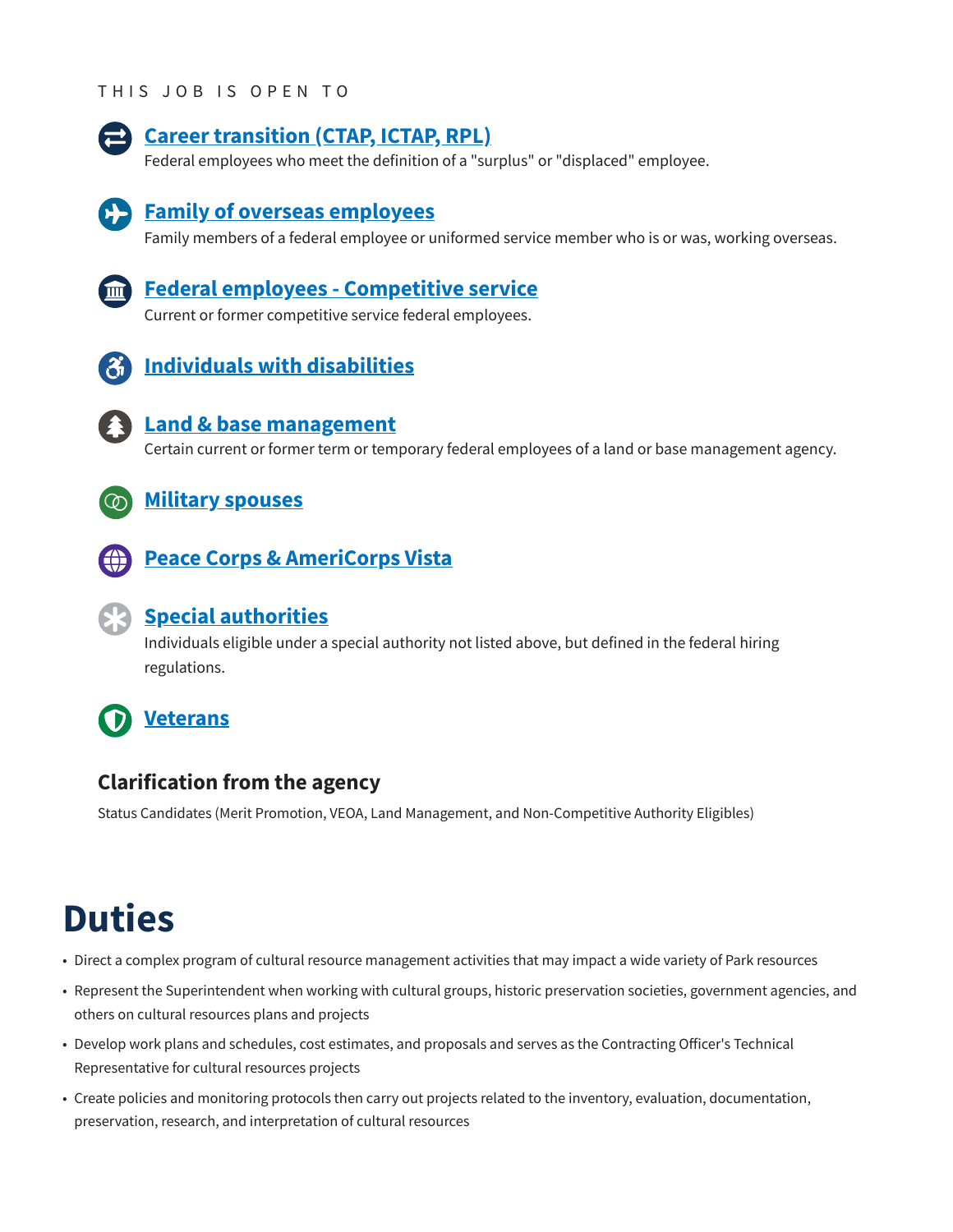THIS JOB IS OPEN TO

**Career transition (CTAP, ICTAP, RPL)**
Federal employees who meet the definition of a "surplus" or "displaced" employee.

**Family of overseas employees**
Family members of a federal employee or uniformed service member who is or was, working overseas.

**Federal employees - Competitive service**
Current or former competitive service federal employees.

**Individuals with disabilities**

**Land & base management**
Certain current or former term or temporary federal employees of a land or base management agency.

**Military spouses**

**Peace Corps & AmeriCorps Vista**

**Special authorities**
Individuals eligible under a special authority not listed above, but defined in the federal hiring regulations.

**Veterans**

### Clarification from the agency

Status Candidates (Merit Promotion, VEOA, Land Management, and Non-Competitive Authority Eligibles)

# Duties

- Direct a complex program of cultural resource management activities that may impact a wide variety of Park resources
- Represent the Superintendent when working with cultural groups, historic preservation societies, government agencies, and others on cultural resources plans and projects
- Develop work plans and schedules, cost estimates, and proposals and serves as the Contracting Officer's Technical Representative for cultural resources projects
- Create policies and monitoring protocols then carry out projects related to the inventory, evaluation, documentation, preservation, research, and interpretation of cultural resources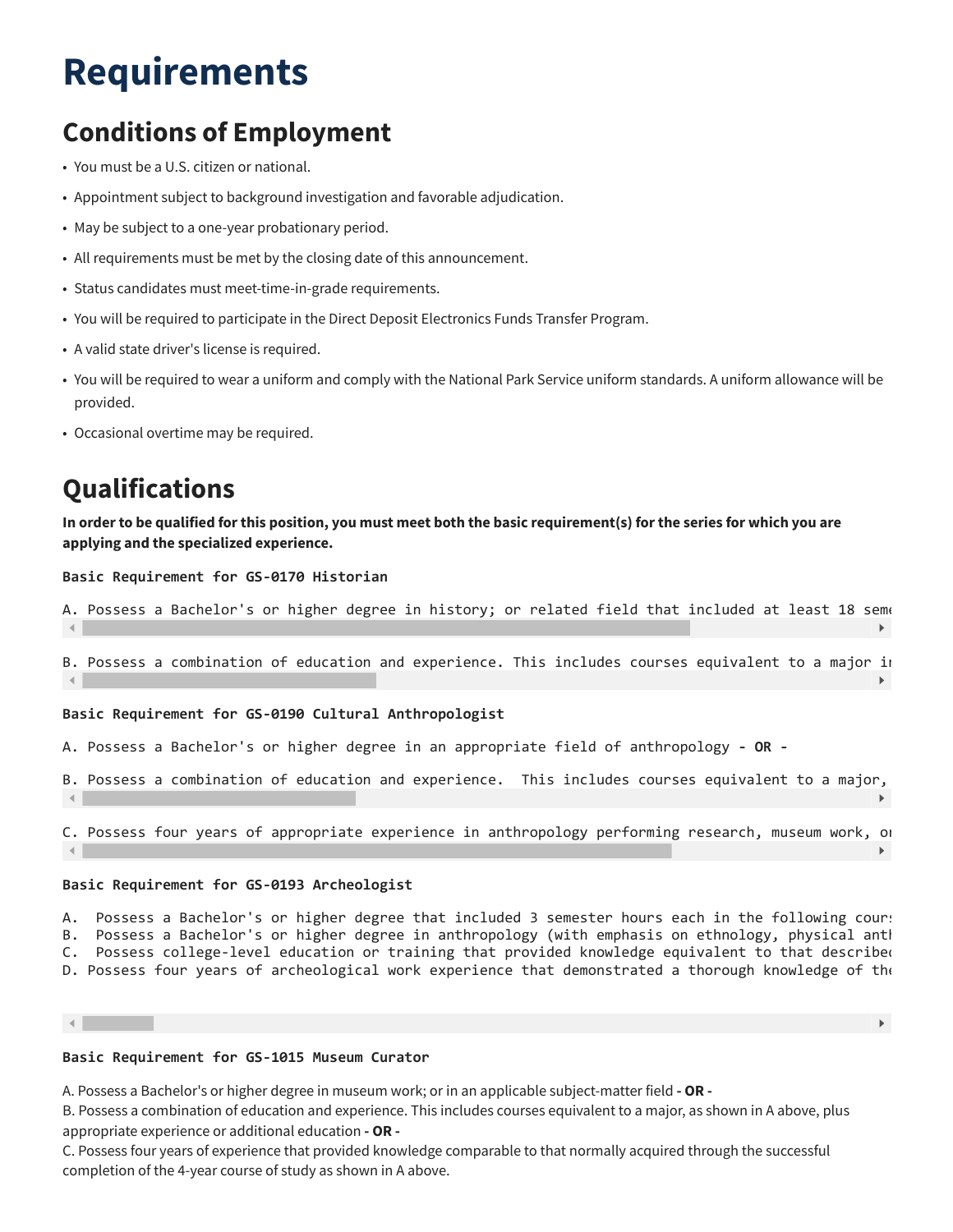# Requirements

## Conditions of Employment

- You must be a U.S. citizen or national.
- Appointment subject to background investigation and favorable adjudication.
- May be subject to a one-year probationary period.
- All requirements must be met by the closing date of this announcement.
- Status candidates must meet-time-in-grade requirements.
- You will be required to participate in the Direct Deposit Electronics Funds Transfer Program.
- A valid state driver's license is required.
- You will be required to wear a uniform and comply with the National Park Service uniform standards. A uniform allowance will be provided.
- Occasional overtime may be required.

## Qualifications

**In order to be qualified for this position, you must meet both the basic requirement(s) for the series for which you are applying and the specialized experience.**

**Basic Requirement for GS-0170 Historian**

```
A. Possess a Bachelor's or higher degree in history; or related field that included at least 18 seme
```

```
B. Possess a combination of education and experience. This includes courses equivalent to a major i
```

**Basic Requirement for GS-0190 Cultural Anthropologist**

A. Possess a Bachelor's or higher degree in an appropriate field of anthropology **- OR -**

```
B. Possess a combination of education and experience.  This includes courses equivalent to a major,
```

```
C. Possess four years of appropriate experience in anthropology performing research, museum work, or
```

**Basic Requirement for GS-0193 Archeologist**

```
A.  Possess a Bachelor's or higher degree that included 3 semester hours each in the following cours
B.  Possess a Bachelor's or higher degree in anthropology (with emphasis on ethnology, physical anth
C.  Possess college-level education or training that provided knowledge equivalent to that describe
D. Possess four years of archeological work experience that demonstrated a thorough knowledge of the
```

**Basic Requirement for GS-1015 Museum Curator**

A. Possess a Bachelor's or higher degree in museum work; or in an applicable subject-matter field **- OR -**
B. Possess a combination of education and experience. This includes courses equivalent to a major, as shown in A above, plus appropriate experience or additional education **- OR -**
C. Possess four years of experience that provided knowledge comparable to that normally acquired through the successful completion of the 4-year course of study as shown in A above.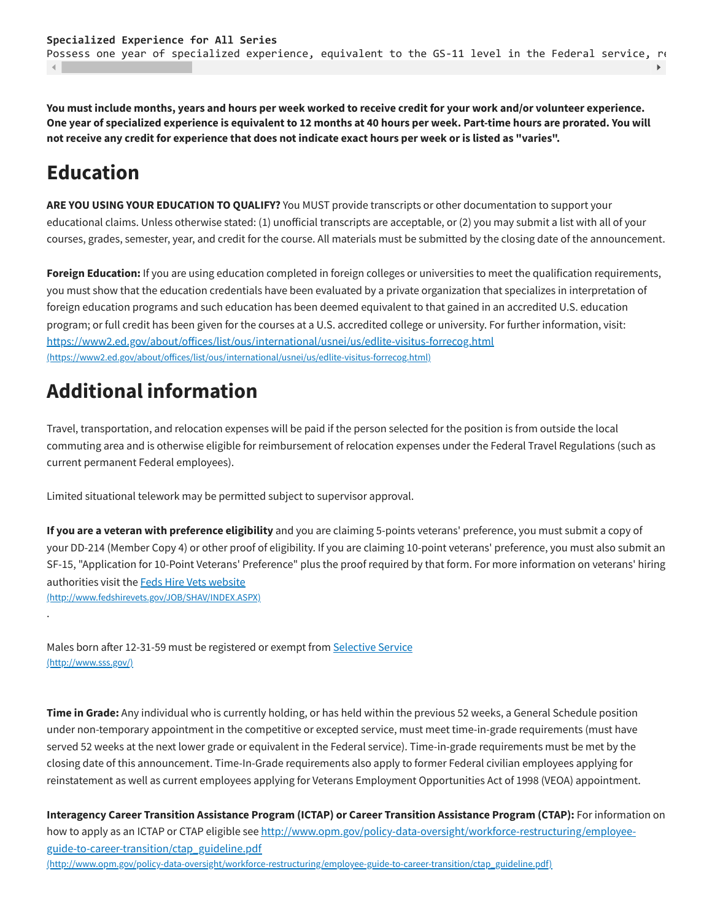```
Specialized Experience for All Series
Possess one year of specialized experience, equivalent to the GS-11 level in the Federal service, re
```

**You must include months, years and hours per week worked to receive credit for your work and/or volunteer experience. One year of specialized experience is equivalent to 12 months at 40 hours per week. Part-time hours are prorated. You will not receive any credit for experience that does not indicate exact hours per week or is listed as "varies".**

# Education

**ARE YOU USING YOUR EDUCATION TO QUALIFY?** You MUST provide transcripts or other documentation to support your educational claims. Unless otherwise stated: (1) unofficial transcripts are acceptable, or (2) you may submit a list with all of your courses, grades, semester, year, and credit for the course. All materials must be submitted by the closing date of the announcement.

**Foreign Education:** If you are using education completed in foreign colleges or universities to meet the qualification requirements, you must show that the education credentials have been evaluated by a private organization that specializes in interpretation of foreign education programs and such education has been deemed equivalent to that gained in an accredited U.S. education program; or full credit has been given for the courses at a U.S. accredited college or university. For further information, visit: https://www2.ed.gov/about/offices/list/ous/international/usnei/us/edlite-visitus-forrecog.html (https://www2.ed.gov/about/offices/list/ous/international/usnei/us/edlite-visitus-forrecog.html)

# Additional information

Travel, transportation, and relocation expenses will be paid if the person selected for the position is from outside the local commuting area and is otherwise eligible for reimbursement of relocation expenses under the Federal Travel Regulations (such as current permanent Federal employees).

Limited situational telework may be permitted subject to supervisor approval.

**If you are a veteran with preference eligibility** and you are claiming 5-points veterans' preference, you must submit a copy of your DD-214 (Member Copy 4) or other proof of eligibility. If you are claiming 10-point veterans' preference, you must also submit an SF-15, "Application for 10-Point Veterans' Preference" plus the proof required by that form. For more information on veterans' hiring authorities visit the Feds Hire Vets website (http://www.fedshirevets.gov/JOB/SHAV/INDEX.ASPX)
.

Males born after 12-31-59 must be registered or exempt from Selective Service (http://www.sss.gov/)

**Time in Grade:** Any individual who is currently holding, or has held within the previous 52 weeks, a General Schedule position under non-temporary appointment in the competitive or excepted service, must meet time-in-grade requirements (must have served 52 weeks at the next lower grade or equivalent in the Federal service). Time-in-grade requirements must be met by the closing date of this announcement. Time-In-Grade requirements also apply to former Federal civilian employees applying for reinstatement as well as current employees applying for Veterans Employment Opportunities Act of 1998 (VEOA) appointment.

**Interagency Career Transition Assistance Program (ICTAP) or Career Transition Assistance Program (CTAP):** For information on how to apply as an ICTAP or CTAP eligible see http://www.opm.gov/policy-data-oversight/workforce-restructuring/employee-guide-to-career-transition/ctap_guideline.pdf (http://www.opm.gov/policy-data-oversight/workforce-restructuring/employee-guide-to-career-transition/ctap_guideline.pdf)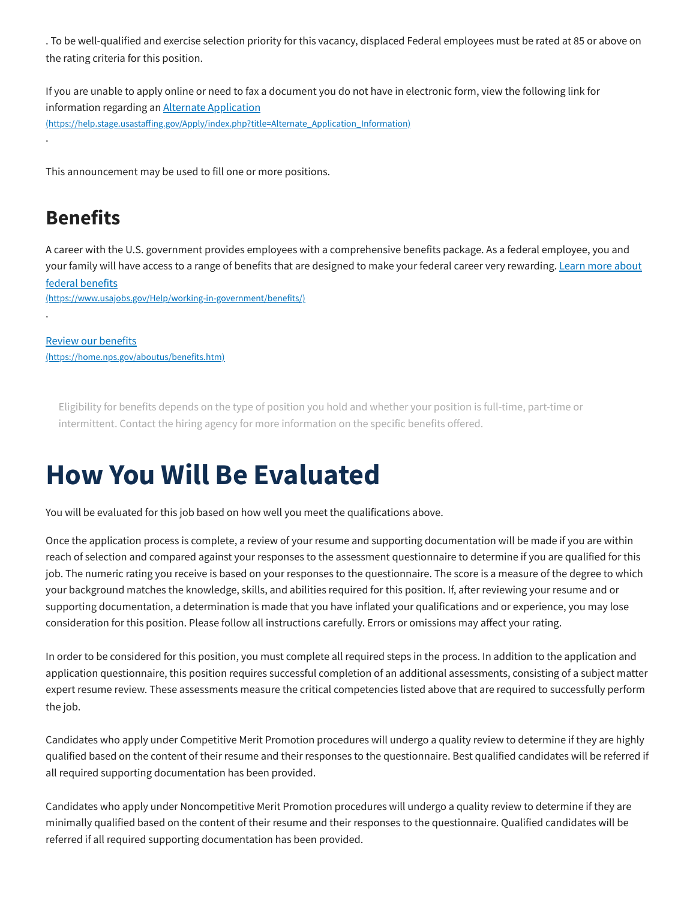. To be well-qualified and exercise selection priority for this vacancy, displaced Federal employees must be rated at 85 or above on the rating criteria for this position.

If you are unable to apply online or need to fax a document you do not have in electronic form, view the following link for information regarding an [Alternate Application](https://help.stage.usastaffing.gov/Apply/index.php?title=Alternate_Application_Information)
(https://help.stage.usastaffing.gov/Apply/index.php?title=Alternate_Application_Information)
.

This announcement may be used to fill one or more positions.

## Benefits

A career with the U.S. government provides employees with a comprehensive benefits package. As a federal employee, you and your family will have access to a range of benefits that are designed to make your federal career very rewarding. [Learn more about federal benefits](https://www.usajobs.gov/Help/working-in-government/benefits/)
(https://www.usajobs.gov/Help/working-in-government/benefits/)
.

[Review our benefits](https://home.nps.gov/aboutus/benefits.htm)
(https://home.nps.gov/aboutus/benefits.htm)

Eligibility for benefits depends on the type of position you hold and whether your position is full-time, part-time or intermittent. Contact the hiring agency for more information on the specific benefits offered.

# How You Will Be Evaluated

You will be evaluated for this job based on how well you meet the qualifications above.

Once the application process is complete, a review of your resume and supporting documentation will be made if you are within reach of selection and compared against your responses to the assessment questionnaire to determine if you are qualified for this job. The numeric rating you receive is based on your responses to the questionnaire. The score is a measure of the degree to which your background matches the knowledge, skills, and abilities required for this position. If, after reviewing your resume and or supporting documentation, a determination is made that you have inflated your qualifications and or experience, you may lose consideration for this position. Please follow all instructions carefully. Errors or omissions may affect your rating.

In order to be considered for this position, you must complete all required steps in the process. In addition to the application and application questionnaire, this position requires successful completion of an additional assessments, consisting of a subject matter expert resume review. These assessments measure the critical competencies listed above that are required to successfully perform the job.

Candidates who apply under Competitive Merit Promotion procedures will undergo a quality review to determine if they are highly qualified based on the content of their resume and their responses to the questionnaire. Best qualified candidates will be referred if all required supporting documentation has been provided.

Candidates who apply under Noncompetitive Merit Promotion procedures will undergo a quality review to determine if they are minimally qualified based on the content of their resume and their responses to the questionnaire. Qualified candidates will be referred if all required supporting documentation has been provided.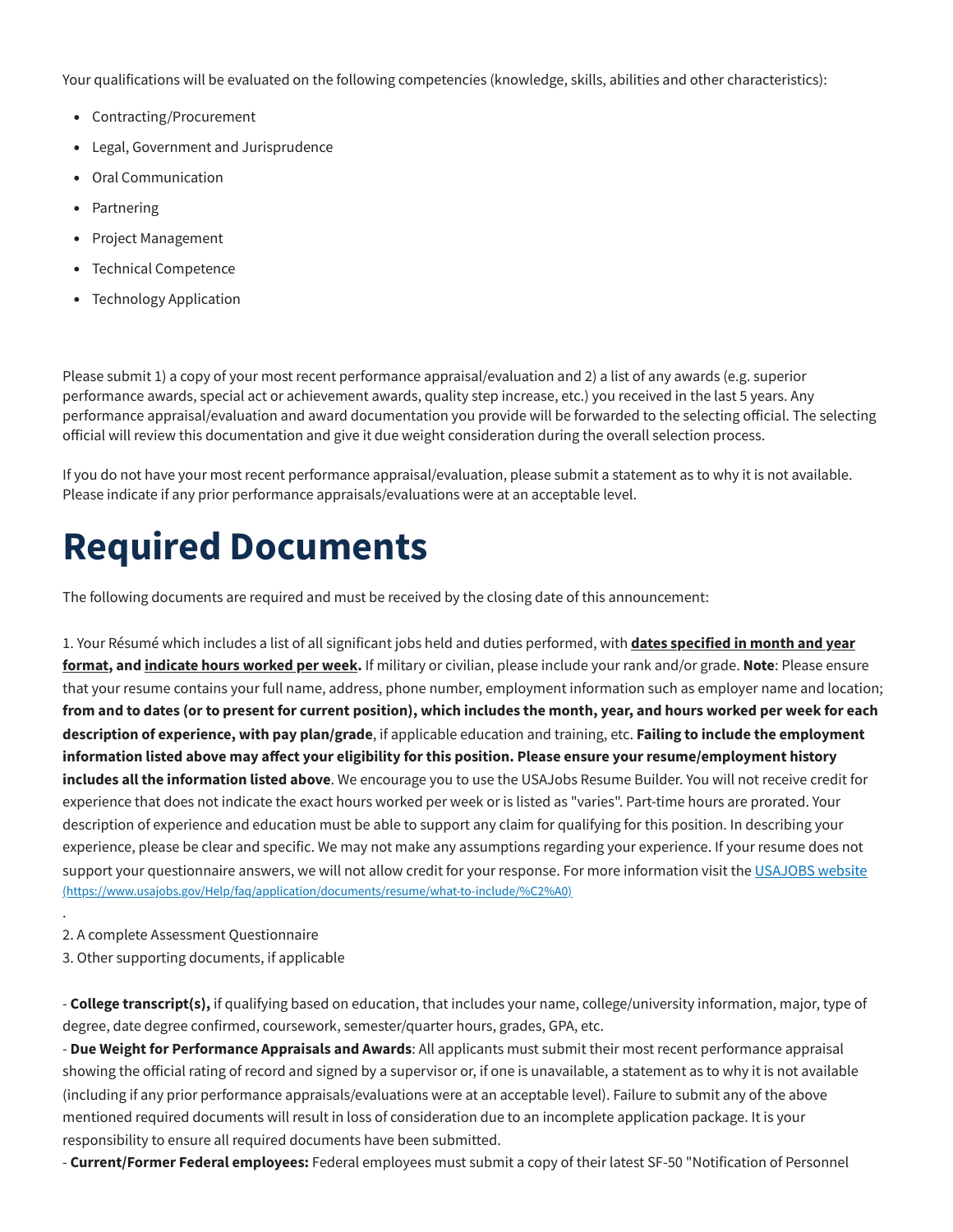Your qualifications will be evaluated on the following competencies (knowledge, skills, abilities and other characteristics):

- Contracting/Procurement
- Legal, Government and Jurisprudence
- Oral Communication
- Partnering
- Project Management
- Technical Competence
- Technology Application

Please submit 1) a copy of your most recent performance appraisal/evaluation and 2) a list of any awards (e.g. superior performance awards, special act or achievement awards, quality step increase, etc.) you received in the last 5 years. Any performance appraisal/evaluation and award documentation you provide will be forwarded to the selecting official. The selecting official will review this documentation and give it due weight consideration during the overall selection process.

If you do not have your most recent performance appraisal/evaluation, please submit a statement as to why it is not available. Please indicate if any prior performance appraisals/evaluations were at an acceptable level.

# Required Documents

The following documents are required and must be received by the closing date of this announcement:

1. Your Résumé which includes a list of all significant jobs held and duties performed, with **dates specified in month and year format, and indicate hours worked per week.** If military or civilian, please include your rank and/or grade. **Note**: Please ensure that your resume contains your full name, address, phone number, employment information such as employer name and location; **from and to dates (or to present for current position), which includes the month, year, and hours worked per week for each description of experience, with pay plan/grade**, if applicable education and training, etc. **Failing to include the employment information listed above may affect your eligibility for this position. Please ensure your resume/employment history includes all the information listed above**. We encourage you to use the USAJobs Resume Builder. You will not receive credit for experience that does not indicate the exact hours worked per week or is listed as "varies". Part-time hours are prorated. Your description of experience and education must be able to support any claim for qualifying for this position. In describing your experience, please be clear and specific. We may not make any assumptions regarding your experience. If your resume does not support your questionnaire answers, we will not allow credit for your response. For more information visit the USAJOBS website (https://www.usajobs.gov/Help/faq/application/documents/resume/what-to-include/%C2%A0)

.

2. A complete Assessment Questionnaire
3. Other supporting documents, if applicable

- **College transcript(s),** if qualifying based on education, that includes your name, college/university information, major, type of degree, date degree confirmed, coursework, semester/quarter hours, grades, GPA, etc.
- **Due Weight for Performance Appraisals and Awards**: All applicants must submit their most recent performance appraisal showing the official rating of record and signed by a supervisor or, if one is unavailable, a statement as to why it is not available (including if any prior performance appraisals/evaluations were at an acceptable level). Failure to submit any of the above mentioned required documents will result in loss of consideration due to an incomplete application package. It is your responsibility to ensure all required documents have been submitted.
- **Current/Former Federal employees:** Federal employees must submit a copy of their latest SF-50 "Notification of Personnel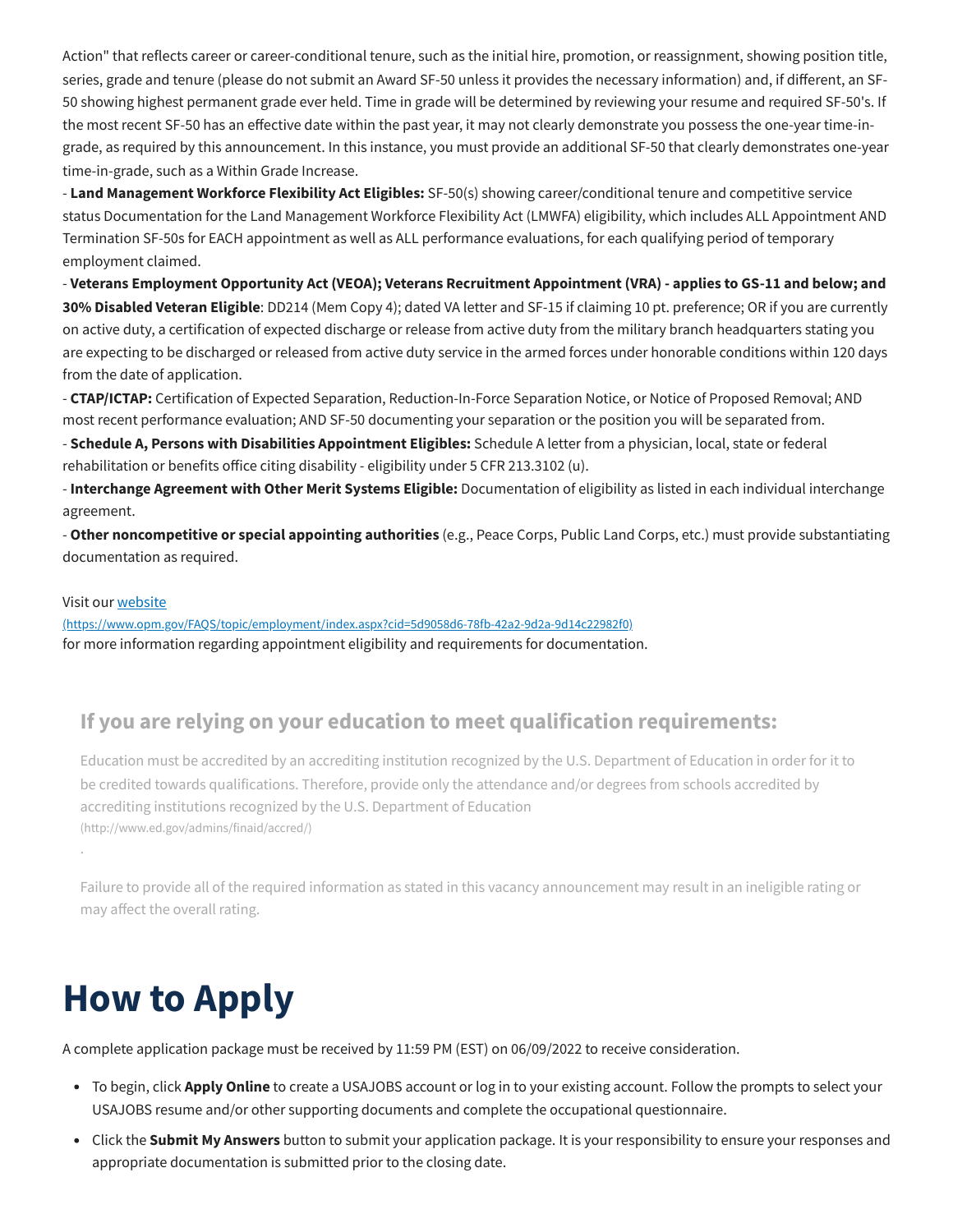Action" that reflects career or career-conditional tenure, such as the initial hire, promotion, or reassignment, showing position title, series, grade and tenure (please do not submit an Award SF-50 unless it provides the necessary information) and, if different, an SF-50 showing highest permanent grade ever held. Time in grade will be determined by reviewing your resume and required SF-50's. If the most recent SF-50 has an effective date within the past year, it may not clearly demonstrate you possess the one-year time-in-grade, as required by this announcement. In this instance, you must provide an additional SF-50 that clearly demonstrates one-year time-in-grade, such as a Within Grade Increase.

- **Land Management Workforce Flexibility Act Eligibles:** SF-50(s) showing career/conditional tenure and competitive service status Documentation for the Land Management Workforce Flexibility Act (LMWFA) eligibility, which includes ALL Appointment AND Termination SF-50s for EACH appointment as well as ALL performance evaluations, for each qualifying period of temporary employment claimed.

- **Veterans Employment Opportunity Act (VEOA); Veterans Recruitment Appointment (VRA) - applies to GS-11 and below; and 30% Disabled Veteran Eligible**: DD214 (Mem Copy 4); dated VA letter and SF-15 if claiming 10 pt. preference; OR if you are currently on active duty, a certification of expected discharge or release from active duty from the military branch headquarters stating you are expecting to be discharged or released from active duty service in the armed forces under honorable conditions within 120 days from the date of application.

- **CTAP/ICTAP:** Certification of Expected Separation, Reduction-In-Force Separation Notice, or Notice of Proposed Removal; AND most recent performance evaluation; AND SF-50 documenting your separation or the position you will be separated from.

- **Schedule A, Persons with Disabilities Appointment Eligibles:** Schedule A letter from a physician, local, state or federal rehabilitation or benefits office citing disability - eligibility under 5 CFR 213.3102 (u).

- **Interchange Agreement with Other Merit Systems Eligible:** Documentation of eligibility as listed in each individual interchange agreement.

- **Other noncompetitive or special appointing authorities** (e.g., Peace Corps, Public Land Corps, etc.) must provide substantiating documentation as required.

Visit our [website](https://www.opm.gov/FAQS/topic/employment/index.aspx?cid=5d9058d6-78fb-42a2-9d2a-9d14c22982f0)
(https://www.opm.gov/FAQS/topic/employment/index.aspx?cid=5d9058d6-78fb-42a2-9d2a-9d14c22982f0)
for more information regarding appointment eligibility and requirements for documentation.

### If you are relying on your education to meet qualification requirements:

Education must be accredited by an accrediting institution recognized by the U.S. Department of Education in order for it to be credited towards qualifications. Therefore, provide only the attendance and/or degrees from schools accredited by accrediting institutions recognized by the U.S. Department of Education
(http://www.ed.gov/admins/finaid/accred/)
.

Failure to provide all of the required information as stated in this vacancy announcement may result in an ineligible rating or may affect the overall rating.

# How to Apply

A complete application package must be received by 11:59 PM (EST) on 06/09/2022 to receive consideration.

- To begin, click **Apply Online** to create a USAJOBS account or log in to your existing account. Follow the prompts to select your USAJOBS resume and/or other supporting documents and complete the occupational questionnaire.
- Click the **Submit My Answers** button to submit your application package. It is your responsibility to ensure your responses and appropriate documentation is submitted prior to the closing date.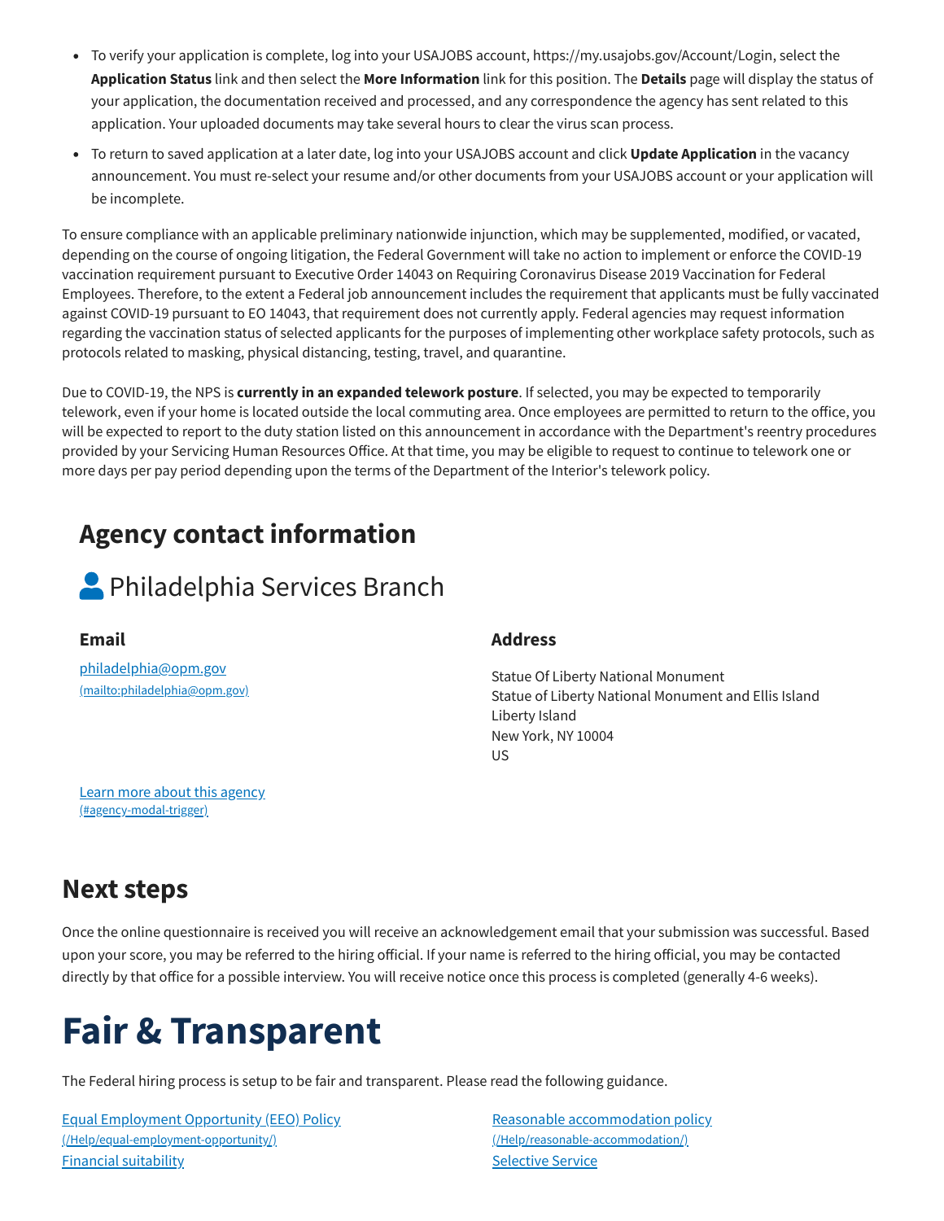- To verify your application is complete, log into your USAJOBS account, https://my.usajobs.gov/Account/Login, select the **Application Status** link and then select the **More Information** link for this position. The **Details** page will display the status of your application, the documentation received and processed, and any correspondence the agency has sent related to this application. Your uploaded documents may take several hours to clear the virus scan process.
- To return to saved application at a later date, log into your USAJOBS account and click **Update Application** in the vacancy announcement. You must re-select your resume and/or other documents from your USAJOBS account or your application will be incomplete.

To ensure compliance with an applicable preliminary nationwide injunction, which may be supplemented, modified, or vacated, depending on the course of ongoing litigation, the Federal Government will take no action to implement or enforce the COVID-19 vaccination requirement pursuant to Executive Order 14043 on Requiring Coronavirus Disease 2019 Vaccination for Federal Employees. Therefore, to the extent a Federal job announcement includes the requirement that applicants must be fully vaccinated against COVID-19 pursuant to EO 14043, that requirement does not currently apply. Federal agencies may request information regarding the vaccination status of selected applicants for the purposes of implementing other workplace safety protocols, such as protocols related to masking, physical distancing, testing, travel, and quarantine.

Due to COVID-19, the NPS is **currently in an expanded telework posture**. If selected, you may be expected to temporarily telework, even if your home is located outside the local commuting area. Once employees are permitted to return to the office, you will be expected to report to the duty station listed on this announcement in accordance with the Department's reentry procedures provided by your Servicing Human Resources Office. At that time, you may be eligible to request to continue to telework one or more days per pay period depending upon the terms of the Department of the Interior's telework policy.

## Agency contact information

### Philadelphia Services Branch

**Email**

philadelphia@opm.gov
(mailto:philadelphia@opm.gov)

**Address**

Statue Of Liberty National Monument
Statue of Liberty National Monument and Ellis Island
Liberty Island
New York, NY 10004
US

Learn more about this agency
(#agency-modal-trigger)

## Next steps

Once the online questionnaire is received you will receive an acknowledgement email that your submission was successful. Based upon your score, you may be referred to the hiring official. If your name is referred to the hiring official, you may be contacted directly by that office for a possible interview. You will receive notice once this process is completed (generally 4-6 weeks).

# Fair & Transparent

The Federal hiring process is setup to be fair and transparent. Please read the following guidance.

Equal Employment Opportunity (EEO) Policy
(/Help/equal-employment-opportunity/)

Reasonable accommodation policy
(/Help/reasonable-accommodation/)

Financial suitability

Selective Service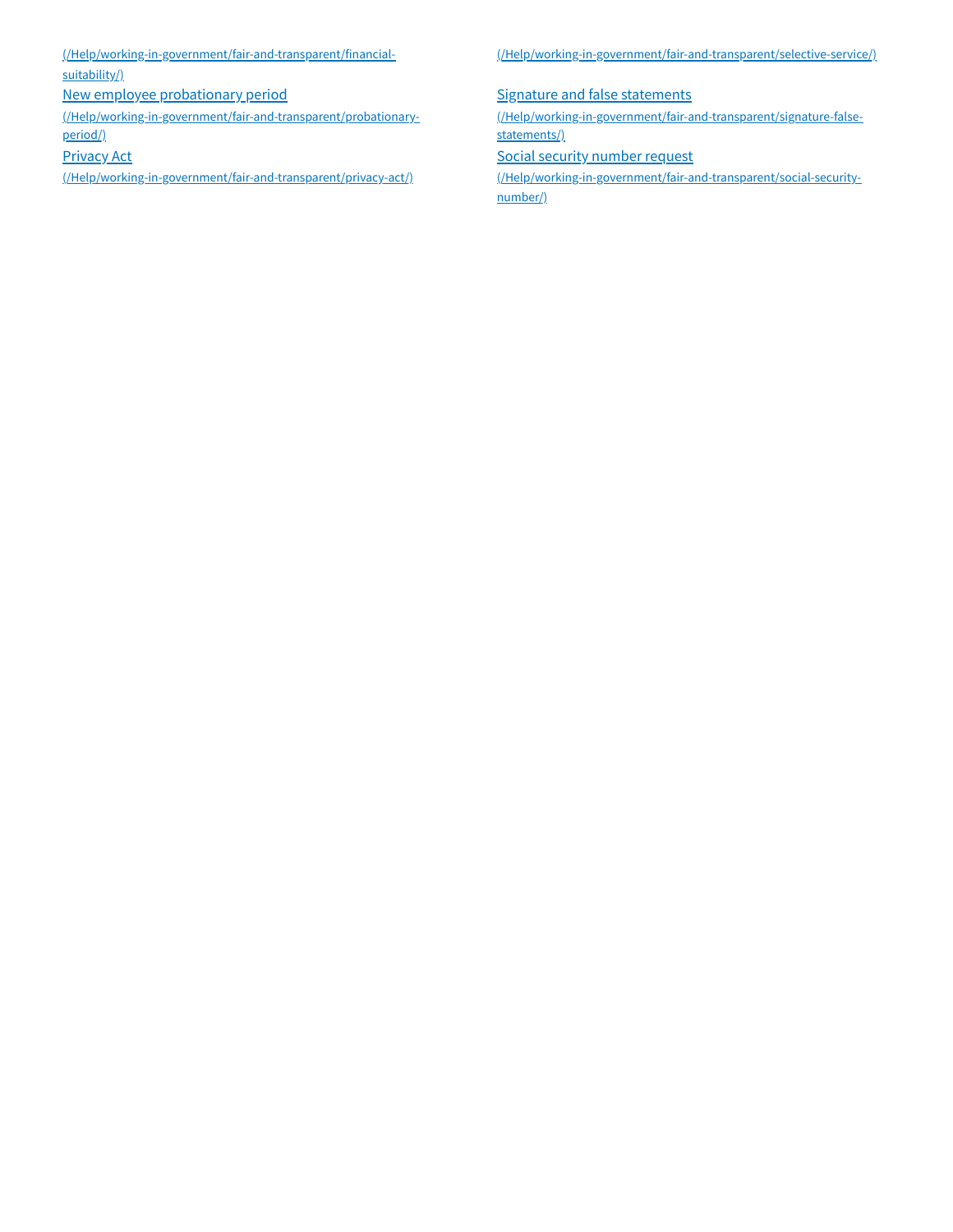(/Help/working-in-government/fair-and-transparent/financial-suitability/)

New employee probationary period

(/Help/working-in-government/fair-and-transparent/probationary-period/)

Privacy Act

(/Help/working-in-government/fair-and-transparent/privacy-act/)

(/Help/working-in-government/fair-and-transparent/selective-service/)

Signature and false statements

(/Help/working-in-government/fair-and-transparent/signature-false-statements/)

Social security number request

(/Help/working-in-government/fair-and-transparent/social-security-number/)